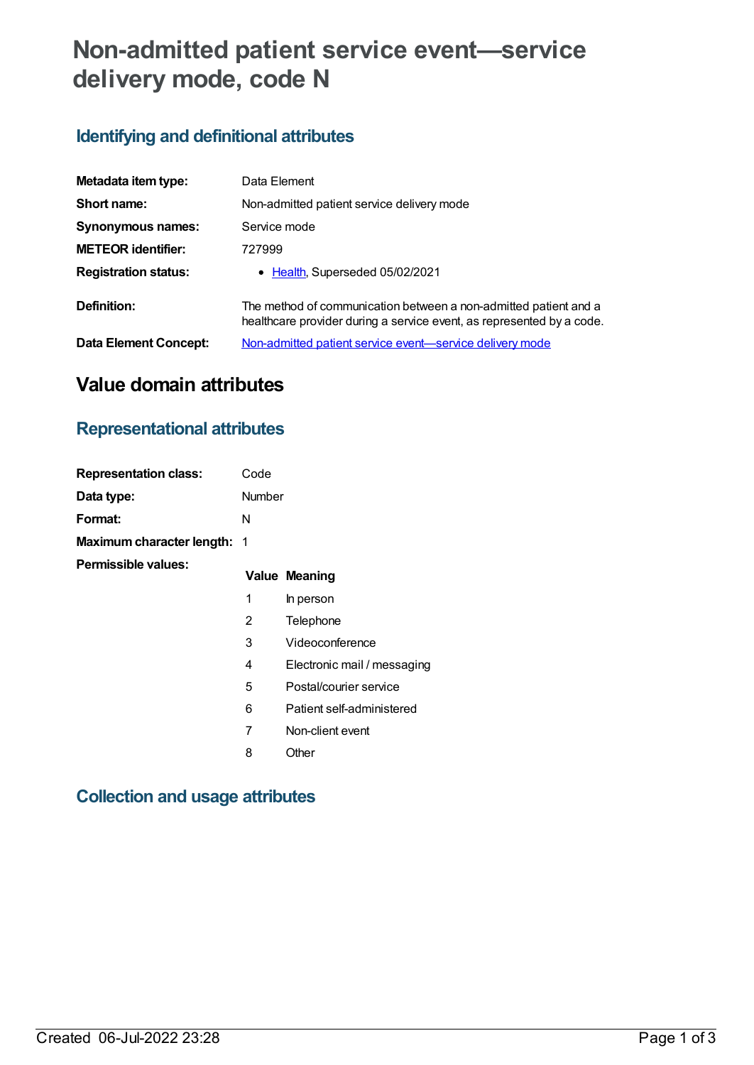# Non-admitted patient service event—service delivery mode, code N

## Identifying and definitional attributes

| | |
|---|---|
| **Metadata item type:** | Data Element |
| **Short name:** | Non-admitted patient service delivery mode |
| **Synonymous names:** | Service mode |
| **METEOR identifier:** | 727999 |
| **Registration status:** | • Health, Superseded 05/02/2021 |
| **Definition:** | The method of communication between a non-admitted patient and a healthcare provider during a service event, as represented by a code. |
| **Data Element Concept:** | Non-admitted patient service event—service delivery mode |

# Value domain attributes

## Representational attributes

| | |
|---|---|
| **Representation class:** | Code |
| **Data type:** | Number |
| **Format:** | N |
| **Maximum character length:** | 1 |

**Permissible values:**

| Value | Meaning |
|---|---|
| 1 | In person |
| 2 | Telephone |
| 3 | Videoconference |
| 4 | Electronic mail / messaging |
| 5 | Postal/courier service |
| 6 | Patient self-administered |
| 7 | Non-client event |
| 8 | Other |

## Collection and usage attributes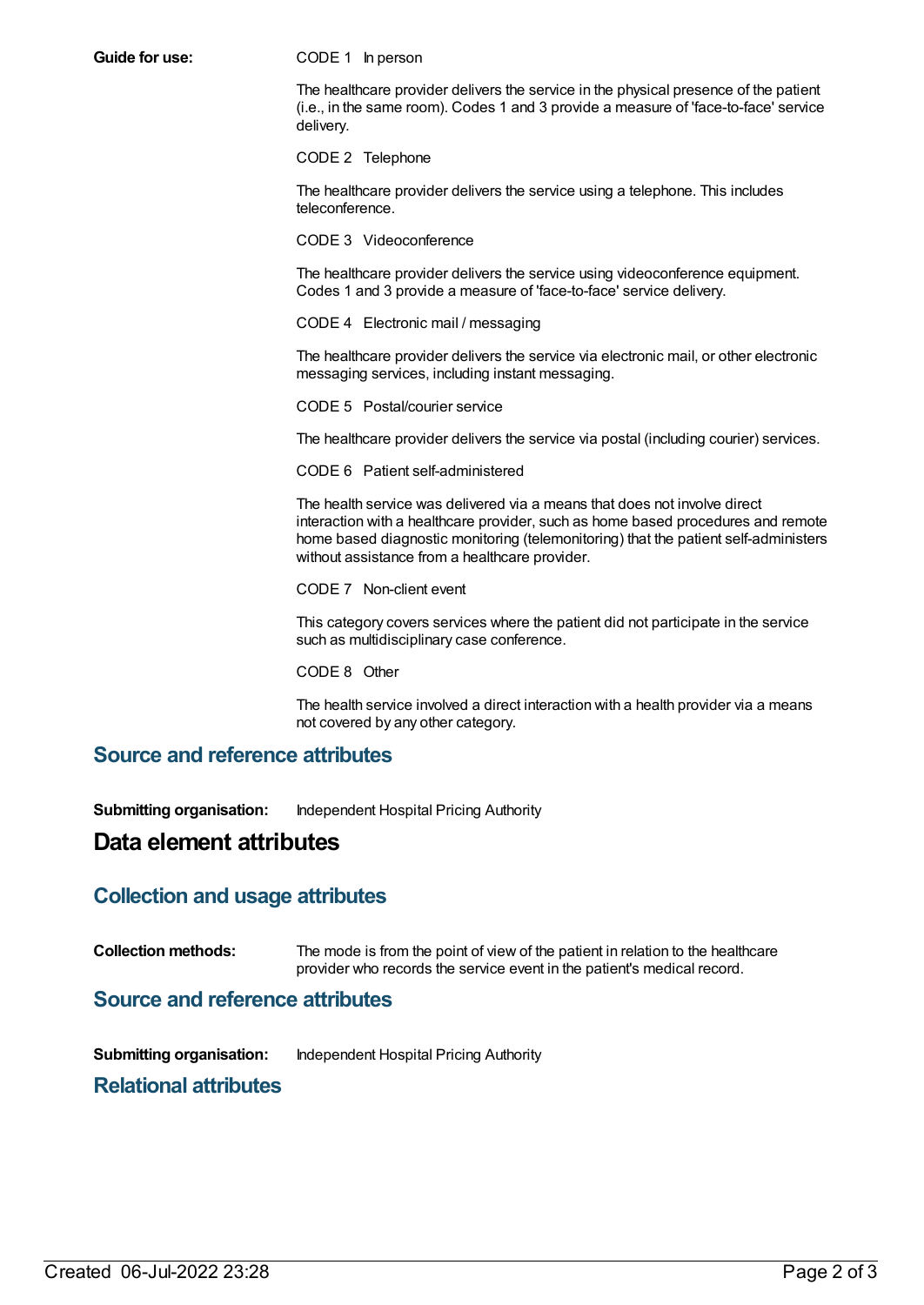**Guide for use:**

CODE 1 In person

The healthcare provider delivers the service in the physical presence of the patient (i.e., in the same room). Codes 1 and 3 provide a measure of 'face-to-face' service delivery.

CODE 2 Telephone

The healthcare provider delivers the service using a telephone. This includes teleconference.

CODE 3 Videoconference

The healthcare provider delivers the service using videoconference equipment. Codes 1 and 3 provide a measure of 'face-to-face' service delivery.

CODE 4 Electronic mail / messaging

The healthcare provider delivers the service via electronic mail, or other electronic messaging services, including instant messaging.

CODE 5 Postal/courier service

The healthcare provider delivers the service via postal (including courier) services.

CODE 6 Patient self-administered

The health service was delivered via a means that does not involve direct interaction with a healthcare provider, such as home based procedures and remote home based diagnostic monitoring (telemonitoring) that the patient self-administers without assistance from a healthcare provider.

CODE 7 Non-client event

This category covers services where the patient did not participate in the service such as multidisciplinary case conference.

CODE 8 Other

The health service involved a direct interaction with a health provider via a means not covered by any other category.

## Source and reference attributes

**Submitting organisation:** Independent Hospital Pricing Authority

# Data element attributes

## Collection and usage attributes

**Collection methods:** The mode is from the point of view of the patient in relation to the healthcare provider who records the service event in the patient's medical record.

## Source and reference attributes

**Submitting organisation:** Independent Hospital Pricing Authority

## Relational attributes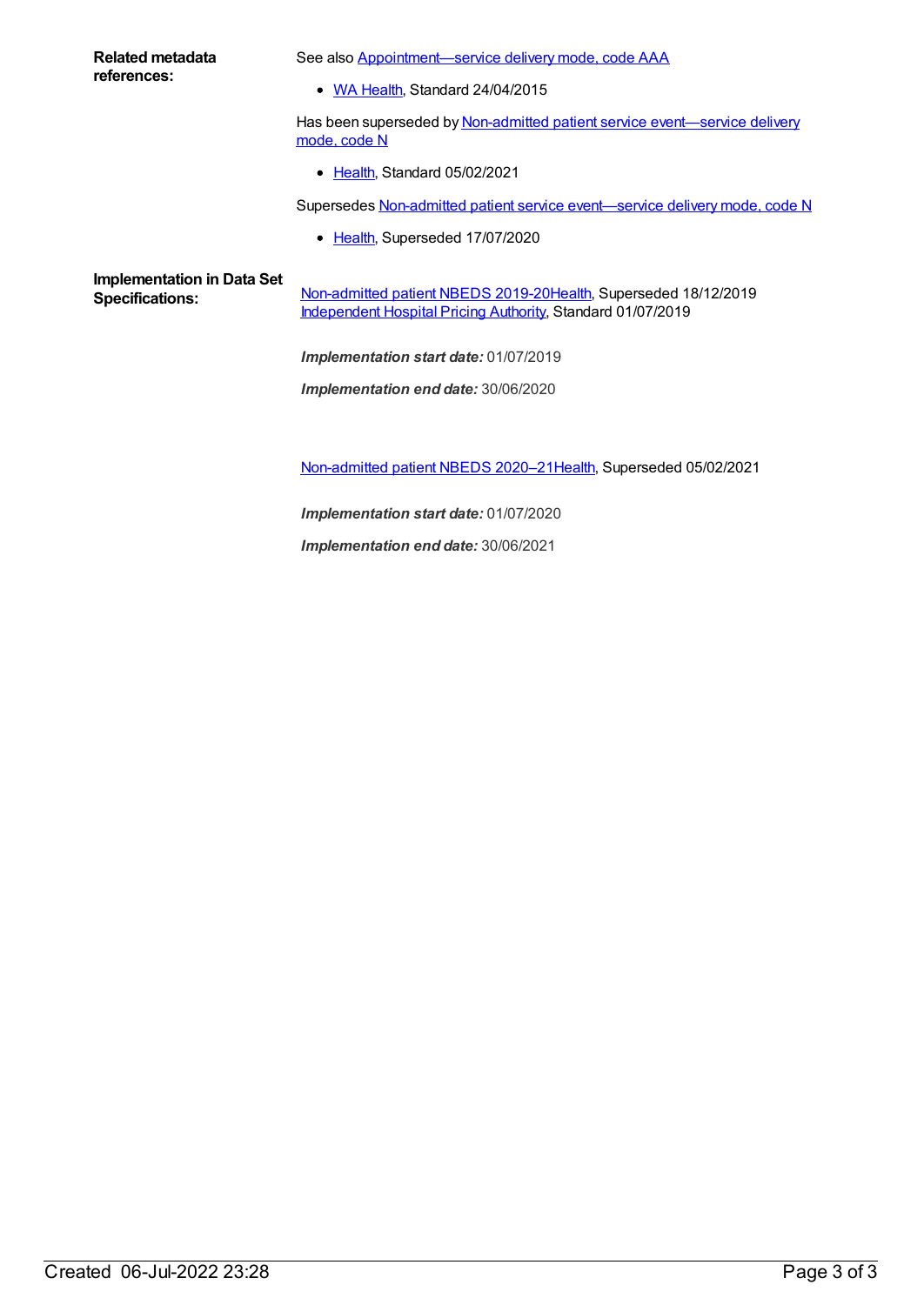**Related metadata references:**

See also Appointment—service delivery mode, code AAA

- WA Health, Standard 24/04/2015

Has been superseded by Non-admitted patient service event—service delivery mode, code N

- Health, Standard 05/02/2021

Supersedes Non-admitted patient service event—service delivery mode, code N

- Health, Superseded 17/07/2020

**Implementation in Data Set Specifications:**

Non-admitted patient NBEDS 2019-20Health, Superseded 18/12/2019
Independent Hospital Pricing Authority, Standard 01/07/2019

***Implementation start date:*** 01/07/2019

***Implementation end date:*** 30/06/2020

Non-admitted patient NBEDS 2020–21Health, Superseded 05/02/2021

***Implementation start date:*** 01/07/2020

***Implementation end date:*** 30/06/2021